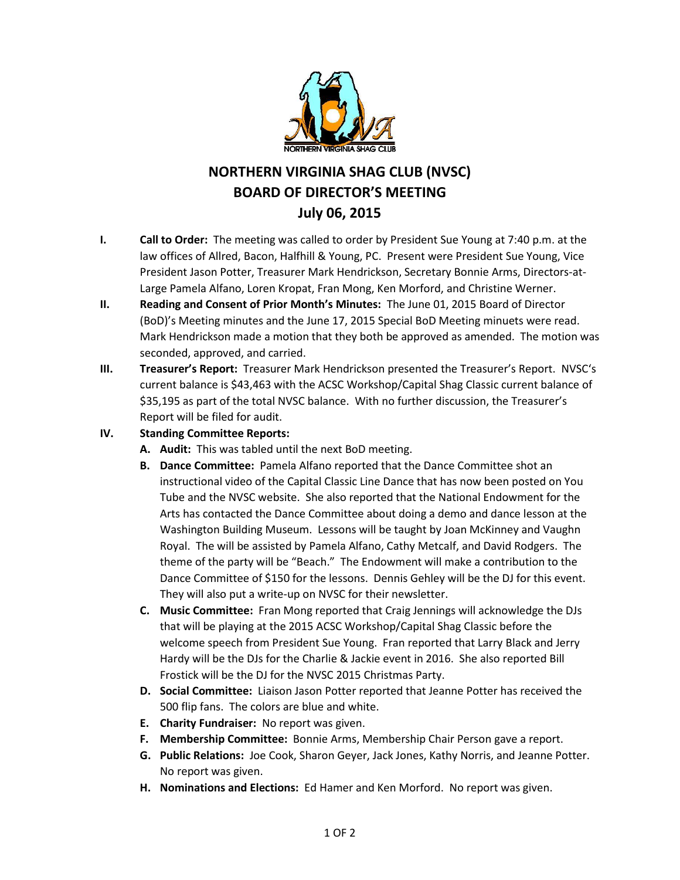# NORTHERN VIRGINIA SHAG CLUB (NVSC)
## BOARD OF DIRECTOR'S MEETING
## July 06, 2015

**I. Call to Order:** The meeting was called to order by President Sue Young at 7:40 p.m. at the law offices of Allred, Bacon, Halfhill & Young, PC. Present were President Sue Young, Vice President Jason Potter, Treasurer Mark Hendrickson, Secretary Bonnie Arms, Directors-at-Large Pamela Alfano, Loren Kropat, Fran Mong, Ken Morford, and Christine Werner.

**II. Reading and Consent of Prior Month's Minutes:** The June 01, 2015 Board of Director (BoD)'s Meeting minutes and the June 17, 2015 Special BoD Meeting minuets were read. Mark Hendrickson made a motion that they both be approved as amended. The motion was seconded, approved, and carried.

**III. Treasurer's Report:** Treasurer Mark Hendrickson presented the Treasurer's Report. NVSC's current balance is $43,463 with the ACSC Workshop/Capital Shag Classic current balance of $35,195 as part of the total NVSC balance. With no further discussion, the Treasurer's Report will be filed for audit.

**IV. Standing Committee Reports:**

- **A. Audit:** This was tabled until the next BoD meeting.
- **B. Dance Committee:** Pamela Alfano reported that the Dance Committee shot an instructional video of the Capital Classic Line Dance that has now been posted on You Tube and the NVSC website. She also reported that the National Endowment for the Arts has contacted the Dance Committee about doing a demo and dance lesson at the Washington Building Museum. Lessons will be taught by Joan McKinney and Vaughn Royal. The will be assisted by Pamela Alfano, Cathy Metcalf, and David Rodgers. The theme of the party will be "Beach." The Endowment will make a contribution to the Dance Committee of $150 for the lessons. Dennis Gehley will be the DJ for this event. They will also put a write-up on NVSC for their newsletter.
- **C. Music Committee:** Fran Mong reported that Craig Jennings will acknowledge the DJs that will be playing at the 2015 ACSC Workshop/Capital Shag Classic before the welcome speech from President Sue Young. Fran reported that Larry Black and Jerry Hardy will be the DJs for the Charlie & Jackie event in 2016. She also reported Bill Frostick will be the DJ for the NVSC 2015 Christmas Party.
- **D. Social Committee:** Liaison Jason Potter reported that Jeanne Potter has received the 500 flip fans. The colors are blue and white.
- **E. Charity Fundraiser:** No report was given.
- **F. Membership Committee:** Bonnie Arms, Membership Chair Person gave a report.
- **G. Public Relations:** Joe Cook, Sharon Geyer, Jack Jones, Kathy Norris, and Jeanne Potter. No report was given.
- **H. Nominations and Elections:** Ed Hamer and Ken Morford. No report was given.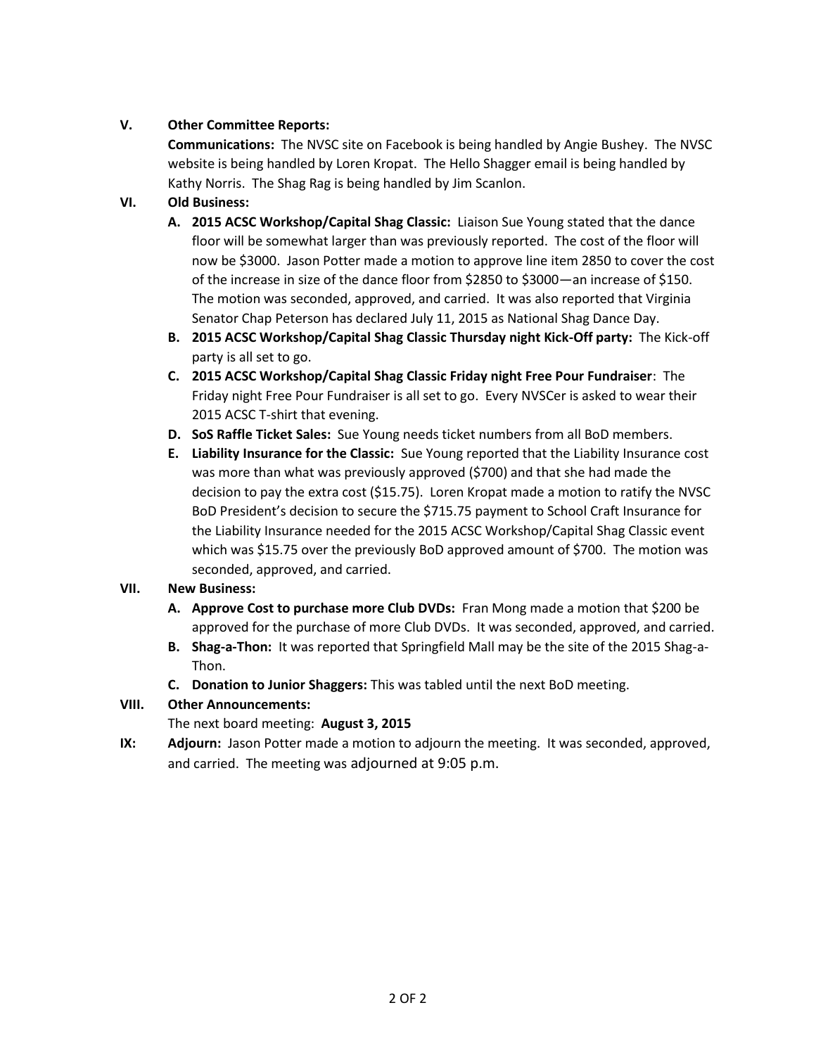**V. Other Committee Reports:**

**Communications:** The NVSC site on Facebook is being handled by Angie Bushey. The NVSC website is being handled by Loren Kropat. The Hello Shagger email is being handled by Kathy Norris. The Shag Rag is being handled by Jim Scanlon.

**VI. Old Business:**

**A. 2015 ACSC Workshop/Capital Shag Classic:** Liaison Sue Young stated that the dance floor will be somewhat larger than was previously reported. The cost of the floor will now be $3000. Jason Potter made a motion to approve line item 2850 to cover the cost of the increase in size of the dance floor from $2850 to $3000—an increase of $150. The motion was seconded, approved, and carried. It was also reported that Virginia Senator Chap Peterson has declared July 11, 2015 as National Shag Dance Day.

**B. 2015 ACSC Workshop/Capital Shag Classic Thursday night Kick-Off party:** The Kick-off party is all set to go.

**C. 2015 ACSC Workshop/Capital Shag Classic Friday night Free Pour Fundraiser**: The Friday night Free Pour Fundraiser is all set to go. Every NVSCer is asked to wear their 2015 ACSC T-shirt that evening.

**D. SoS Raffle Ticket Sales:** Sue Young needs ticket numbers from all BoD members.

**E. Liability Insurance for the Classic:** Sue Young reported that the Liability Insurance cost was more than what was previously approved ($700) and that she had made the decision to pay the extra cost ($15.75). Loren Kropat made a motion to ratify the NVSC BoD President's decision to secure the $715.75 payment to School Craft Insurance for the Liability Insurance needed for the 2015 ACSC Workshop/Capital Shag Classic event which was $15.75 over the previously BoD approved amount of $700. The motion was seconded, approved, and carried.

**VII. New Business:**

**A. Approve Cost to purchase more Club DVDs:** Fran Mong made a motion that $200 be approved for the purchase of more Club DVDs. It was seconded, approved, and carried.

**B. Shag-a-Thon:** It was reported that Springfield Mall may be the site of the 2015 Shag-a-Thon.

**C. Donation to Junior Shaggers:** This was tabled until the next BoD meeting.

**VIII. Other Announcements:**

The next board meeting: **August 3, 2015**

**IX: Adjourn:** Jason Potter made a motion to adjourn the meeting. It was seconded, approved, and carried. The meeting was adjourned at 9:05 p.m.